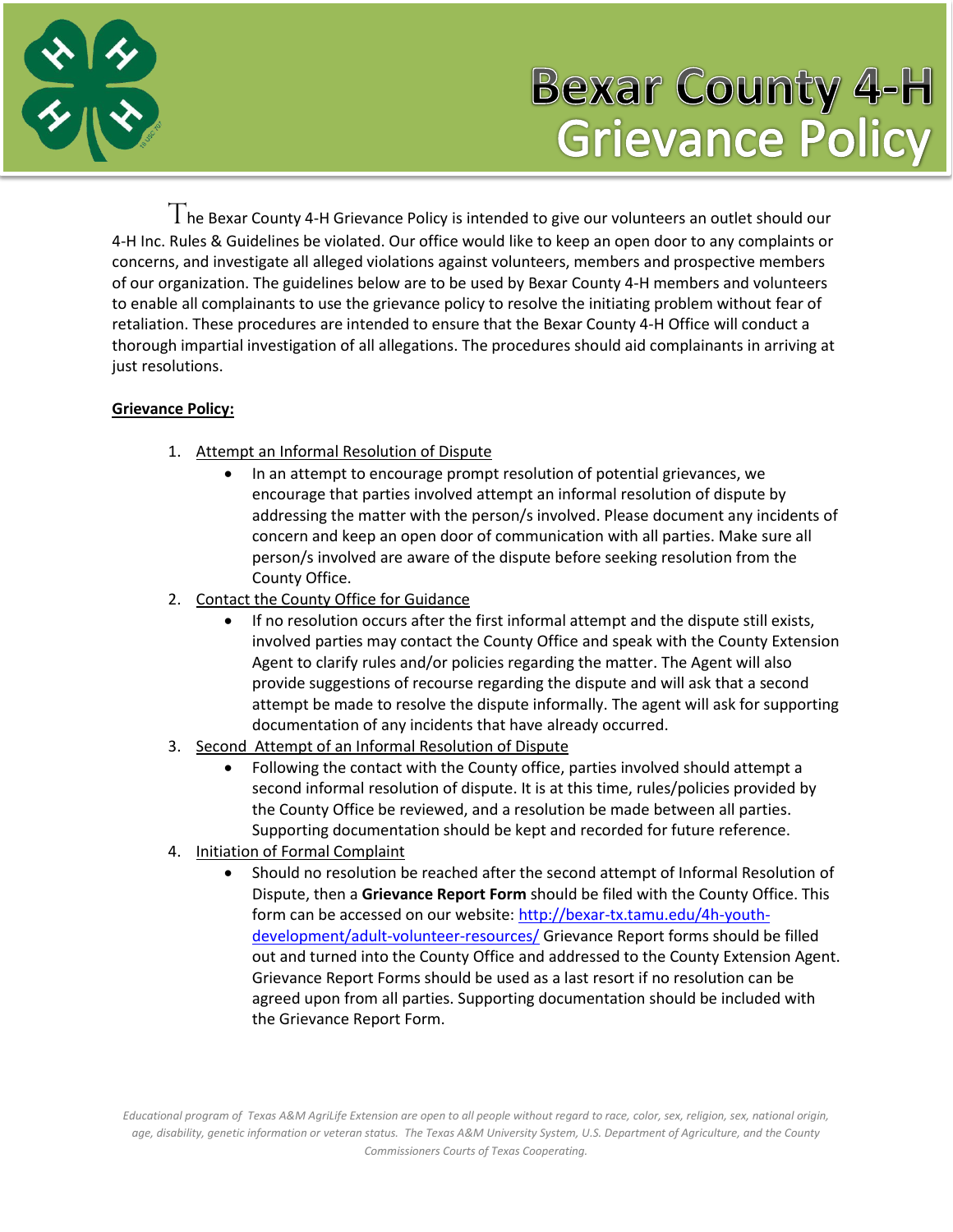# Bexar County 4-H Grievance Policy

The Bexar County 4-H Grievance Policy is intended to give our volunteers an outlet should our 4-H Inc. Rules & Guidelines be violated. Our office would like to keep an open door to any complaints or concerns, and investigate all alleged violations against volunteers, members and prospective members of our organization. The guidelines below are to be used by Bexar County 4-H members and volunteers to enable all complainants to use the grievance policy to resolve the initiating problem without fear of retaliation. These procedures are intended to ensure that the Bexar County 4-H Office will conduct a thorough impartial investigation of all allegations. The procedures should aid complainants in arriving at just resolutions.

**Grievance Policy:**

1. Attempt an Informal Resolution of Dispute
   - In an attempt to encourage prompt resolution of potential grievances, we encourage that parties involved attempt an informal resolution of dispute by addressing the matter with the person/s involved. Please document any incidents of concern and keep an open door of communication with all parties. Make sure all person/s involved are aware of the dispute before seeking resolution from the County Office.
2. Contact the County Office for Guidance
   - If no resolution occurs after the first informal attempt and the dispute still exists, involved parties may contact the County Office and speak with the County Extension Agent to clarify rules and/or policies regarding the matter. The Agent will also provide suggestions of recourse regarding the dispute and will ask that a second attempt be made to resolve the dispute informally. The agent will ask for supporting documentation of any incidents that have already occurred.
3. Second Attempt of an Informal Resolution of Dispute
   - Following the contact with the County office, parties involved should attempt a second informal resolution of dispute. It is at this time, rules/policies provided by the County Office be reviewed, and a resolution be made between all parties. Supporting documentation should be kept and recorded for future reference.
4. Initiation of Formal Complaint
   - Should no resolution be reached after the second attempt of Informal Resolution of Dispute, then a **Grievance Report Form** should be filed with the County Office. This form can be accessed on our website: http://bexar-tx.tamu.edu/4h-youth-development/adult-volunteer-resources/ Grievance Report forms should be filled out and turned into the County Office and addressed to the County Extension Agent. Grievance Report Forms should be used as a last resort if no resolution can be agreed upon from all parties. Supporting documentation should be included with the Grievance Report Form.

*Educational program of Texas A&M AgriLife Extension are open to all people without regard to race, color, sex, religion, sex, national origin, age, disability, genetic information or veteran status. The Texas A&M University System, U.S. Department of Agriculture, and the County Commissioners Courts of Texas Cooperating.*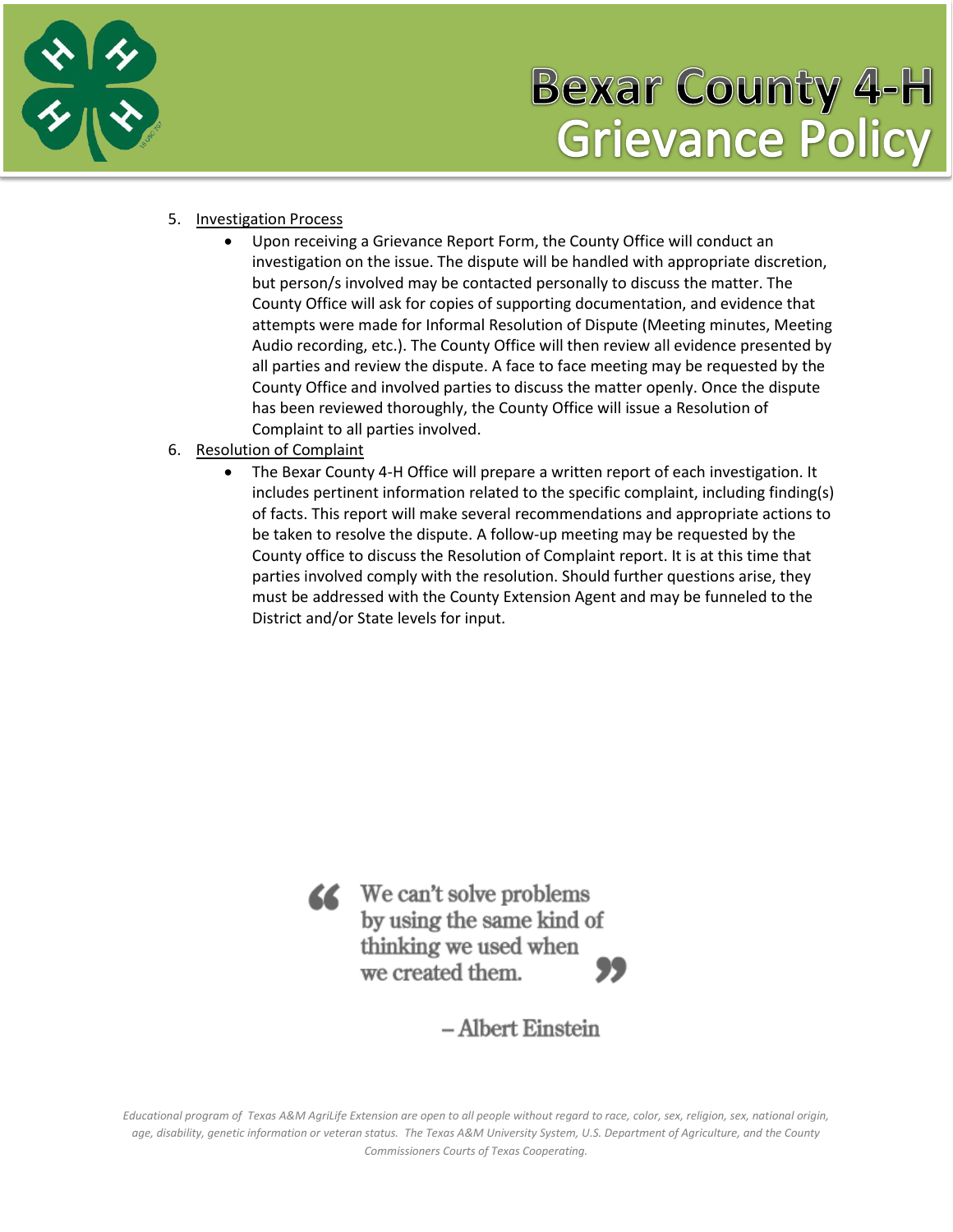# Bexar County 4-H Grievance Policy

5. <u>Investigation Process</u>
    - Upon receiving a Grievance Report Form, the County Office will conduct an investigation on the issue. The dispute will be handled with appropriate discretion, but person/s involved may be contacted personally to discuss the matter. The County Office will ask for copies of supporting documentation, and evidence that attempts were made for Informal Resolution of Dispute (Meeting minutes, Meeting Audio recording, etc.). The County Office will then review all evidence presented by all parties and review the dispute. A face to face meeting may be requested by the County Office and involved parties to discuss the matter openly. Once the dispute has been reviewed thoroughly, the County Office will issue a Resolution of Complaint to all parties involved.
6. <u>Resolution of Complaint</u>
    - The Bexar County 4-H Office will prepare a written report of each investigation. It includes pertinent information related to the specific complaint, including finding(s) of facts. This report will make several recommendations and appropriate actions to be taken to resolve the dispute. A follow-up meeting may be requested by the County office to discuss the Resolution of Complaint report. It is at this time that parties involved comply with the resolution. Should further questions arise, they must be addressed with the County Extension Agent and may be funneled to the District and/or State levels for input.

> "We can't solve problems by using the same kind of thinking we used when we created them."
>
> – Albert Einstein

*Educational program of Texas A&M AgriLife Extension are open to all people without regard to race, color, sex, religion, sex, national origin, age, disability, genetic information or veteran status. The Texas A&M University System, U.S. Department of Agriculture, and the County Commissioners Courts of Texas Cooperating.*